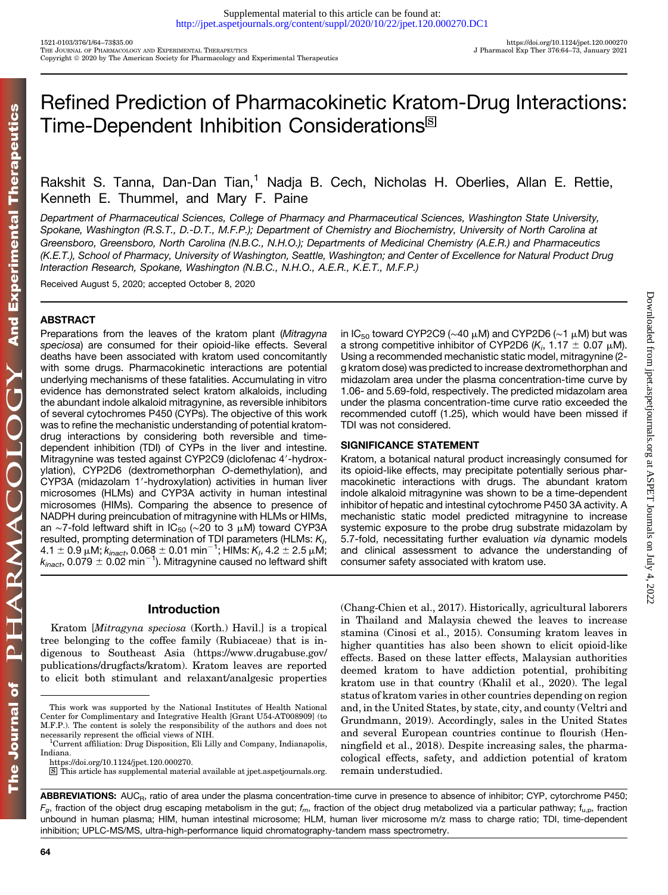# Refined Prediction of Pharmacokinetic Kratom-Drug Interactions: Time-Dependent Inhibition Considerations

Rakshit S. Tanna, Dan-Dan Tian,[1] Nadja B. Cech, Nicholas H. Oberlies, Allan E. Rettie, Kenneth E. Thummel, and Mary F. Paine

*Department of Pharmaceutical Sciences, College of Pharmacy and Pharmaceutical Sciences, Washington State University, Spokane, Washington (R.S.T., D.-D.T., M.F.P.); Department of Chemistry and Biochemistry, University of North Carolina at Greensboro, Greensboro, North Carolina (N.B.C., N.H.O.); Departments of Medicinal Chemistry (A.E.R.) and Pharmaceutics (K.E.T.), School of Pharmacy, University of Washington, Seattle, Washington; and Center of Excellence for Natural Product Drug Interaction Research, Spokane, Washington (N.B.C., N.H.O., A.E.R., K.E.T., M.F.P.)*

Received August 5, 2020; accepted October 8, 2020

## ABSTRACT

Preparations from the leaves of the kratom plant (*Mitragyna speciosa*) are consumed for their opioid-like effects. Several deaths have been associated with kratom used concomitantly with some drugs. Pharmacokinetic interactions are potential underlying mechanisms of these fatalities. Accumulating in vitro evidence has demonstrated select kratom alkaloids, including the abundant indole alkaloid mitragynine, as reversible inhibitors of several cytochromes P450 (CYPs). The objective of this work was to refine the mechanistic understanding of potential kratom-drug interactions by considering both reversible and time-dependent inhibition (TDI) of CYPs in the liver and intestine. Mitragynine was tested against CYP2C9 (diclofenac 4′-hydroxylation), CYP2D6 (dextromethorphan *O*-demethylation), and CYP3A (midazolam 1′-hydroxylation) activities in human liver microsomes (HLMs) and CYP3A activity in human intestinal microsomes (HIMs). Comparing the absence to presence of NADPH during preincubation of mitragynine with HLMs or HIMs, an ~7-fold leftward shift in $IC_{50}$ (~20 to 3 μM) toward CYP3A resulted, prompting determination of TDI parameters (HLMs: $K_I$, 4.1 ± 0.9 μM; $k_{inact}$, 0.068 ± 0.01 $min^{-1}$; HIMs: $K_I$, 4.2 ± 2.5 μM; $k_{inact}$, 0.079 ± 0.02 $min^{-1}$). Mitragynine caused no leftward shift in $IC_{50}$ toward CYP2C9 (~40 μM) and CYP2D6 (~1 μM) but was a strong competitive inhibitor of CYP2D6 ($K_i$, 1.17 ± 0.07 μM). Using a recommended mechanistic static model, mitragynine (2-g kratom dose) was predicted to increase dextromethorphan and midazolam area under the plasma concentration-time curve by 1.06- and 5.69-fold, respectively. The predicted midazolam area under the plasma concentration-time curve ratio exceeded the recommended cutoff (1.25), which would have been missed if TDI was not considered.

## SIGNIFICANCE STATEMENT

Kratom, a botanical natural product increasingly consumed for its opioid-like effects, may precipitate potentially serious pharmacokinetic interactions with drugs. The abundant kratom indole alkaloid mitragynine was shown to be a time-dependent inhibitor of hepatic and intestinal cytochrome P450 3A activity. A mechanistic static model predicted mitragynine to increase systemic exposure to the probe drug substrate midazolam by 5.7-fold, necessitating further evaluation *via* dynamic models and clinical assessment to advance the understanding of consumer safety associated with kratom use.

## Introduction

Kratom [*Mitragyna speciosa* (Korth.) Havil.] is a tropical tree belonging to the coffee family (Rubiaceae) that is indigenous to Southeast Asia (https://www.drugabuse.gov/publications/drugfacts/kratom). Kratom leaves are reported to elicit both stimulant and relaxant/analgesic properties (Chang-Chien et al., 2017). Historically, agricultural laborers in Thailand and Malaysia chewed the leaves to increase stamina (Cinosi et al., 2015). Consuming kratom leaves in higher quantities has also been shown to elicit opioid-like effects. Based on these latter effects, Malaysian authorities deemed kratom to have addiction potential, prohibiting kratom use in that country (Khalil et al., 2020). The legal status of kratom varies in other countries depending on region and, in the United States, by state, city, and county (Veltri and Grundmann, 2019). Accordingly, sales in the United States and several European countries continue to flourish (Henningfield et al., 2018). Despite increasing sales, the pharmacological effects, safety, and addiction potential of kratom remain understudied.

---

This work was supported by the National Institutes of Health National Center for Complimentary and Integrative Health [Grant U54-AT008909] (to M.F.P.). The content is solely the responsibility of the authors and does not necessarily represent the official views of NIH.

[1]Current affiliation: Drug Disposition, Eli Lilly and Company, Indianapolis, Indiana.

https://doi.org/10.1124/jpet.120.000270.

This article has supplemental material available at jpet.aspetjournals.org.

**ABBREVIATIONS:** $AUC_R$, ratio of area under the plasma concentration-time curve in presence to absence of inhibitor; CYP, cytochrome P450; $F_g$, fraction of the object drug escaping metabolism in the gut; $f_m$, fraction of the object drug metabolized via a particular pathway; $f_{u,p}$, fraction unbound in human plasma; HIM, human intestinal microsome; HLM, human liver microsome m/z mass to charge ratio; TDI, time-dependent inhibition; UPLC-MS/MS, ultra-high-performance liquid chromatography-tandem mass spectrometry.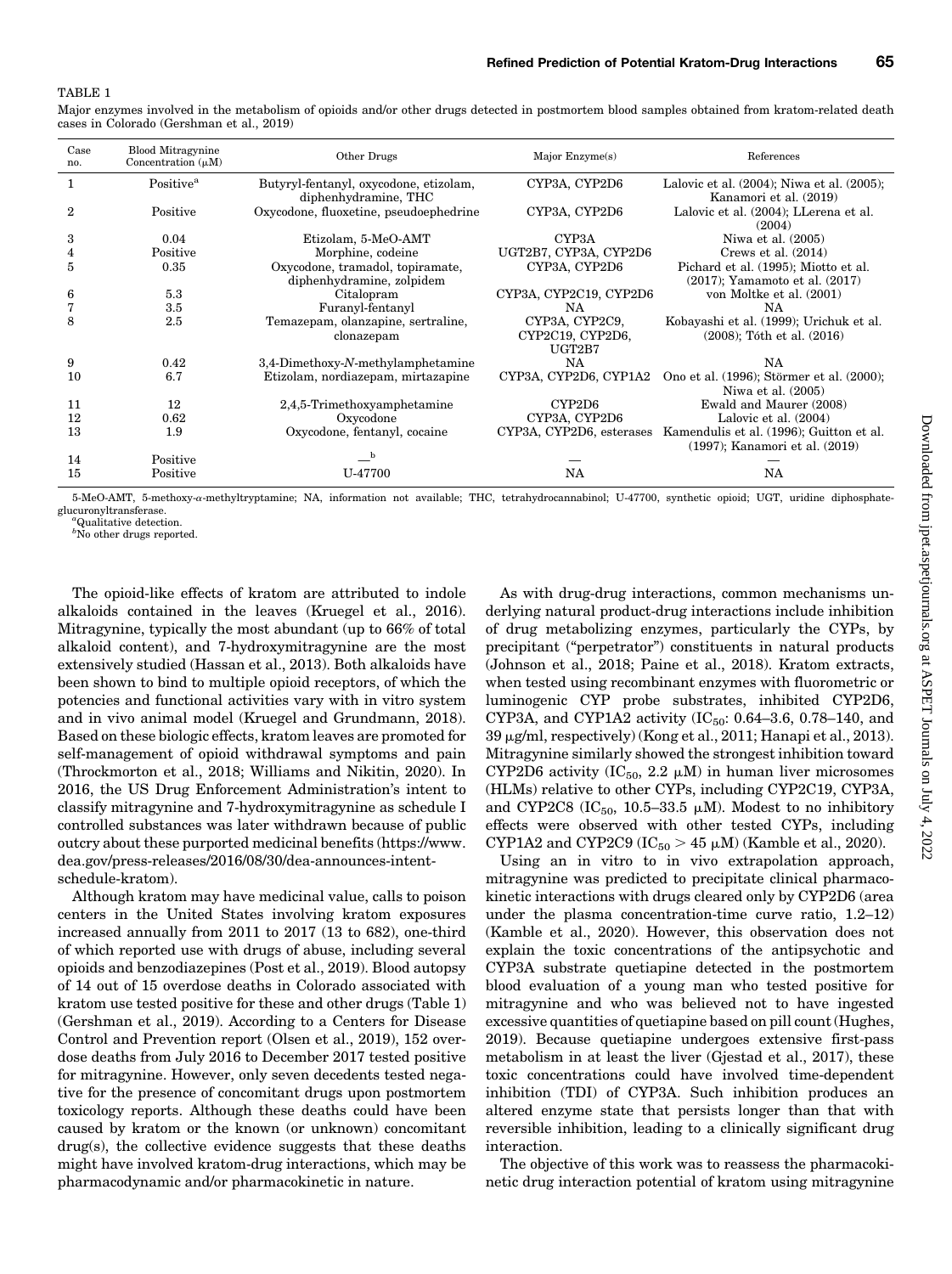TABLE 1

Major enzymes involved in the metabolism of opioids and/or other drugs detected in postmortem blood samples obtained from kratom-related death cases in Colorado (Gershman et al., 2019)

| Case no. | Blood Mitragynine Concentration (μM) | Other Drugs | Major Enzyme(s) | References |
|---|---|---|---|---|
| 1 | Positive[a] | Butyryl-fentanyl, oxycodone, etizolam, diphenhydramine, THC | CYP3A, CYP2D6 | Lalovic et al. (2004); Niwa et al. (2005); Kanamori et al. (2019) |
| 2 | Positive | Oxycodone, fluoxetine, pseudoephedrine | CYP3A, CYP2D6 | Lalovic et al. (2004); LLerena et al. (2004) |
| 3 | 0.04 | Etizolam, 5-MeO-AMT | CYP3A | Niwa et al. (2005) |
| 4 | Positive | Morphine, codeine | UGT2B7, CYP3A, CYP2D6 | Crews et al. (2014) |
| 5 | 0.35 | Oxycodone, tramadol, topiramate, diphenhydramine, zolpidem | CYP3A, CYP2D6 | Pichard et al. (1995); Miotto et al. (2017); Yamamoto et al. (2017) |
| 6 | 5.3 | Citalopram | CYP3A, CYP2C19, CYP2D6 | von Moltke et al. (2001) |
| 7 | 3.5 | Furanyl-fentanyl | NA | NA |
| 8 | 2.5 | Temazepam, olanzapine, sertraline, clonazepam | CYP3A, CYP2C9, CYP2C19, CYP2D6, UGT2B7 | Kobayashi et al. (1999); Urichuk et al. (2008); Tóth et al. (2016) |
| 9 | 0.42 | 3,4-Dimethoxy-N-methylamphetamine | NA | NA |
| 10 | 6.7 | Etizolam, nordiazepam, mirtazapine | CYP3A, CYP2D6, CYP1A2 | Ono et al. (1996); Störmer et al. (2000); Niwa et al. (2005) |
| 11 | 12 | 2,4,5-Trimethoxyamphetamine | CYP2D6 | Ewald and Maurer (2008) |
| 12 | 0.62 | Oxycodone | CYP3A, CYP2D6 | Lalovic et al. (2004) |
| 13 | 1.9 | Oxycodone, fentanyl, cocaine | CYP3A, CYP2D6, esterases | Kamendulis et al. (1996); Guitton et al. (1997); Kanamori et al. (2019) |
| 14 | Positive | —[b] | — | — |
| 15 | Positive | U-47700 | NA | NA |

5-MeO-AMT, 5-methoxy-α-methyltryptamine; NA, information not available; THC, tetrahydrocannabinol; U-47700, synthetic opioid; UGT, uridine diphosphate-glucuronyltransferase.
[a]Qualitative detection.
[b]No other drugs reported.

The opioid-like effects of kratom are attributed to indole alkaloids contained in the leaves (Kruegel et al., 2016). Mitragynine, typically the most abundant (up to 66% of total alkaloid content), and 7-hydroxymitragynine are the most extensively studied (Hassan et al., 2013). Both alkaloids have been shown to bind to multiple opioid receptors, of which the potencies and functional activities vary with in vitro system and in vivo animal model (Kruegel and Grundmann, 2018). Based on these biologic effects, kratom leaves are promoted for self-management of opioid withdrawal symptoms and pain (Throckmorton et al., 2018; Williams and Nikitin, 2020). In 2016, the US Drug Enforcement Administration's intent to classify mitragynine and 7-hydroxymitragynine as schedule I controlled substances was later withdrawn because of public outcry about these purported medicinal benefits (https://www.dea.gov/press-releases/2016/08/30/dea-announces-intent-schedule-kratom).

Although kratom may have medicinal value, calls to poison centers in the United States involving kratom exposures increased annually from 2011 to 2017 (13 to 682), one-third of which reported use with drugs of abuse, including several opioids and benzodiazepines (Post et al., 2019). Blood autopsy of 14 out of 15 overdose deaths in Colorado associated with kratom use tested positive for these and other drugs (Table 1) (Gershman et al., 2019). According to a Centers for Disease Control and Prevention report (Olsen et al., 2019), 152 overdose deaths from July 2016 to December 2017 tested positive for mitragynine. However, only seven decedents tested negative for the presence of concomitant drugs upon postmortem toxicology reports. Although these deaths could have been caused by kratom or the known (or unknown) concomitant drug(s), the collective evidence suggests that these deaths might have involved kratom-drug interactions, which may be pharmacodynamic and/or pharmacokinetic in nature.

As with drug-drug interactions, common mechanisms underlying natural product-drug interactions include inhibition of drug metabolizing enzymes, particularly the CYPs, by precipitant ("perpetrator") constituents in natural products (Johnson et al., 2018; Paine et al., 2018). Kratom extracts, when tested using recombinant enzymes with fluorometric or luminogenic CYP probe substrates, inhibited CYP2D6, CYP3A, and CYP1A2 activity ($IC_{50}$: 0.64–3.6, 0.78–140, and 39 μg/ml, respectively) (Kong et al., 2011; Hanapi et al., 2013). Mitragynine similarly showed the strongest inhibition toward CYP2D6 activity ($IC_{50}$, 2.2 μM) in human liver microsomes (HLMs) relative to other CYPs, including CYP2C19, CYP3A, and CYP2C8 ($IC_{50}$, 10.5–33.5 μM). Modest to no inhibitory effects were observed with other tested CYPs, including CYP1A2 and CYP2C9 ($IC_{50}$ > 45 μM) (Kamble et al., 2020).

Using an in vitro to in vivo extrapolation approach, mitragynine was predicted to precipitate clinical pharmacokinetic interactions with drugs cleared only by CYP2D6 (area under the plasma concentration-time curve ratio, 1.2–12) (Kamble et al., 2020). However, this observation does not explain the toxic concentrations of the antipsychotic and CYP3A substrate quetiapine detected in the postmortem blood evaluation of a young man who tested positive for mitragynine and who was believed not to have ingested excessive quantities of quetiapine based on pill count (Hughes, 2019). Because quetiapine undergoes extensive first-pass metabolism in at least the liver (Gjestad et al., 2017), these toxic concentrations could have involved time-dependent inhibition (TDI) of CYP3A. Such inhibition produces an altered enzyme state that persists longer than that with reversible inhibition, leading to a clinically significant drug interaction.

The objective of this work was to reassess the pharmacokinetic drug interaction potential of kratom using mitragynine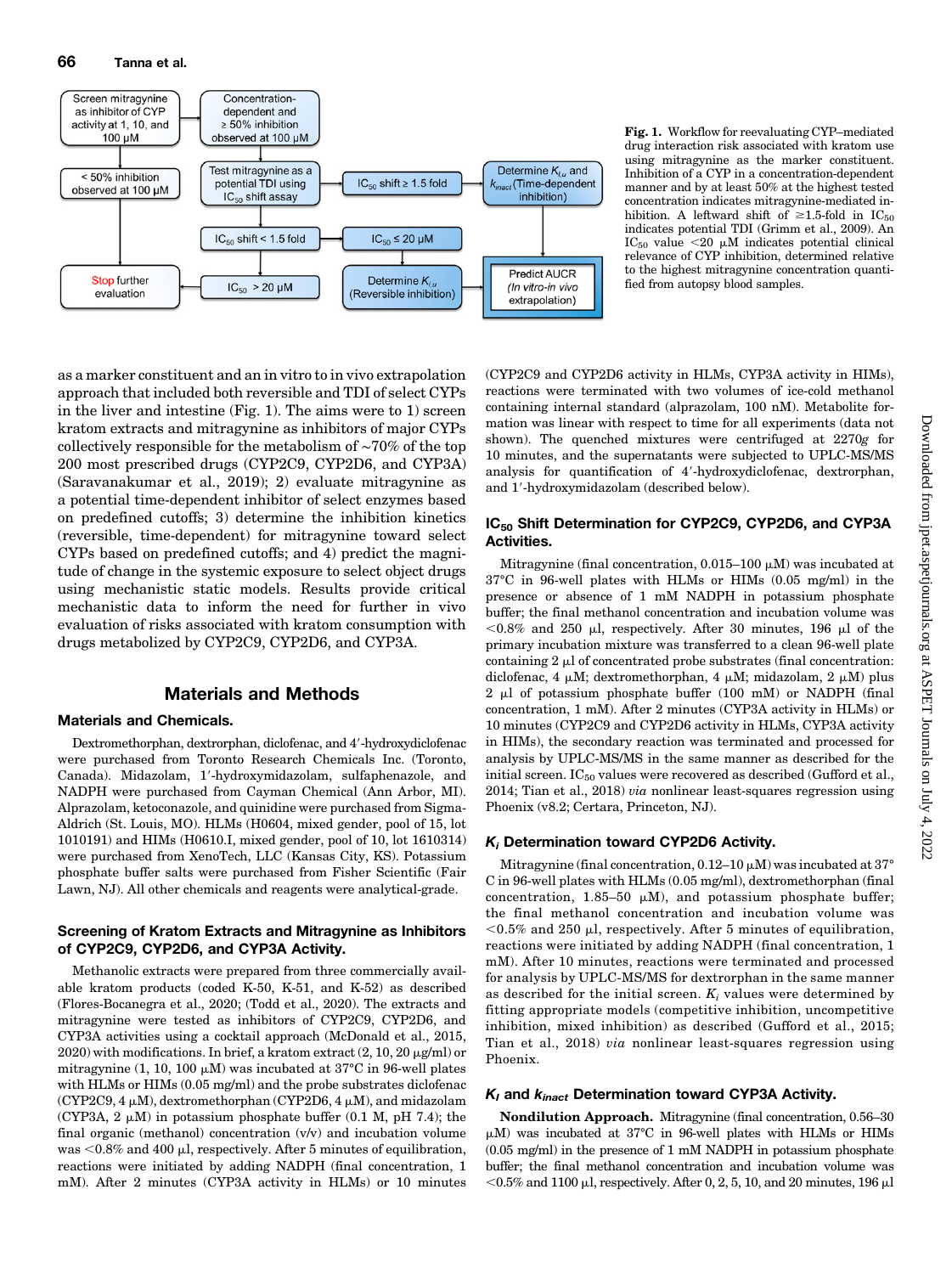Screen mitragynine as inhibitor of CYP activity at 1, 10, and 100 µM

Concentration-dependent and ≥ 50% inhibition observed at 100 µM

< 50% inhibition observed at 100 µM

Test mitragynine as a potential TDI using $IC_{50}$ shift assay

$IC_{50}$ shift ≥ 1.5 fold

Determine $K_{I,u}$ and $k_{inact}$ (Time-dependent inhibition)

$IC_{50}$ shift < 1.5 fold

$IC_{50}$ ≤ 20 µM

Stop further evaluation

$IC_{50}$ > 20 µM

Determine $K_{i,u}$ (Reversible inhibition)

Predict AUCR (In vitro-in vivo extrapolation)

**Fig. 1.** Workflow for reevaluating CYP–mediated drug interaction risk associated with kratom use using mitragynine as the marker constituent. Inhibition of a CYP in a concentration-dependent manner and by at least 50% at the highest tested concentration indicates mitragynine-mediated inhibition. A leftward shift of ≥1.5-fold in $IC_{50}$ indicates potential TDI (Grimm et al., 2009). An $IC_{50}$ value <20 µM indicates potential clinical relevance of CYP inhibition, determined relative to the highest mitragynine concentration quantified from autopsy blood samples.

as a marker constituent and an in vitro to in vivo extrapolation approach that included both reversible and TDI of select CYPs in the liver and intestine (Fig. 1). The aims were to 1) screen kratom extracts and mitragynine as inhibitors of major CYPs collectively responsible for the metabolism of ~70% of the top 200 most prescribed drugs (CYP2C9, CYP2D6, and CYP3A) (Saravanakumar et al., 2019); 2) evaluate mitragynine as a potential time-dependent inhibitor of select enzymes based on predefined cutoffs; 3) determine the inhibition kinetics (reversible, time-dependent) for mitragynine toward select CYPs based on predefined cutoffs; and 4) predict the magnitude of change in the systemic exposure to select object drugs using mechanistic static models. Results provide critical mechanistic data to inform the need for further in vivo evaluation of risks associated with kratom consumption with drugs metabolized by CYP2C9, CYP2D6, and CYP3A.

## Materials and Methods

### Materials and Chemicals.

Dextromethorphan, dextrorphan, diclofenac, and 4′-hydroxydiclofenac were purchased from Toronto Research Chemicals Inc. (Toronto, Canada). Midazolam, 1′-hydroxymidazolam, sulfaphenazole, and NADPH were purchased from Cayman Chemical (Ann Arbor, MI). Alprazolam, ketoconazole, and quinidine were purchased from Sigma-Aldrich (St. Louis, MO). HLMs (H0604, mixed gender, pool of 15, lot 1010191) and HIMs (H0610.I, mixed gender, pool of 10, lot 1610314) were purchased from XenoTech, LLC (Kansas City, KS). Potassium phosphate buffer salts were purchased from Fisher Scientific (Fair Lawn, NJ). All other chemicals and reagents were analytical-grade.

### Screening of Kratom Extracts and Mitragynine as Inhibitors of CYP2C9, CYP2D6, and CYP3A Activity.

Methanolic extracts were prepared from three commercially available kratom products (coded K-50, K-51, and K-52) as described (Flores-Bocanegra et al., 2020; (Todd et al., 2020). The extracts and mitragynine were tested as inhibitors of CYP2C9, CYP2D6, and CYP3A activities using a cocktail approach (McDonald et al., 2015, 2020) with modifications. In brief, a kratom extract (2, 10, 20 µg/ml) or mitragynine (1, 10, 100 µM) was incubated at 37°C in 96-well plates with HLMs or HIMs (0.05 mg/ml) and the probe substrates diclofenac (CYP2C9, 4 µM), dextromethorphan (CYP2D6, 4 µM), and midazolam (CYP3A, 2 µM) in potassium phosphate buffer (0.1 M, pH 7.4); the final organic (methanol) concentration (v/v) and incubation volume was <0.8% and 400 µl, respectively. After 5 minutes of equilibration, reactions were initiated by adding NADPH (final concentration, 1 mM). After 2 minutes (CYP3A activity in HLMs) or 10 minutes (CYP2C9 and CYP2D6 activity in HLMs, CYP3A activity in HIMs), reactions were terminated with two volumes of ice-cold methanol containing internal standard (alprazolam, 100 nM). Metabolite formation was linear with respect to time for all experiments (data not shown). The quenched mixtures were centrifuged at 2270*g* for 10 minutes, and the supernatants were subjected to UPLC-MS/MS analysis for quantification of 4′-hydroxydiclofenac, dextrorphan, and 1′-hydroxymidazolam (described below).

### $IC_{50}$ Shift Determination for CYP2C9, CYP2D6, and CYP3A Activities.

Mitragynine (final concentration, 0.015–100 µM) was incubated at 37°C in 96-well plates with HLMs or HIMs (0.05 mg/ml) in the presence or absence of 1 mM NADPH in potassium phosphate buffer; the final methanol concentration and incubation volume was <0.8% and 250 µl, respectively. After 30 minutes, 196 µl of the primary incubation mixture was transferred to a clean 96-well plate containing 2 µl of concentrated probe substrates (final concentration: diclofenac, 4 µM; dextromethorphan, 4 µM; midazolam, 2 µM) plus 2 µl of potassium phosphate buffer (100 mM) or NADPH (final concentration, 1 mM). After 2 minutes (CYP3A activity in HLMs) or 10 minutes (CYP2C9 and CYP2D6 activity in HLMs, CYP3A activity in HIMs), the secondary reaction was terminated and processed for analysis by UPLC-MS/MS in the same manner as described for the initial screen. $IC_{50}$ values were recovered as described (Gufford et al., 2014; Tian et al., 2018) *via* nonlinear least-squares regression using Phoenix (v8.2; Certara, Princeton, NJ).

### $K_i$ Determination toward CYP2D6 Activity.

Mitragynine (final concentration, 0.12–10 µM) was incubated at 37° C in 96-well plates with HLMs (0.05 mg/ml), dextromethorphan (final concentration, 1.85–50 µM), and potassium phosphate buffer; the final methanol concentration and incubation volume was <0.5% and 250 µl, respectively. After 5 minutes of equilibration, reactions were initiated by adding NADPH (final concentration, 1 mM). After 10 minutes, reactions were terminated and processed for analysis by UPLC-MS/MS for dextrorphan in the same manner as described for the initial screen. $K_i$ values were determined by fitting appropriate models (competitive inhibition, uncompetitive inhibition, mixed inhibition) as described (Gufford et al., 2015; Tian et al., 2018) *via* nonlinear least-squares regression using Phoenix.

### $K_I$ and $k_{inact}$ Determination toward CYP3A Activity.

**Nondilution Approach.** Mitragynine (final concentration, 0.56–30 µM) was incubated at 37°C in 96-well plates with HLMs or HIMs (0.05 mg/ml) in the presence of 1 mM NADPH in potassium phosphate buffer; the final methanol concentration and incubation volume was <0.5% and 1100 µl, respectively. After 0, 2, 5, 10, and 20 minutes, 196 µl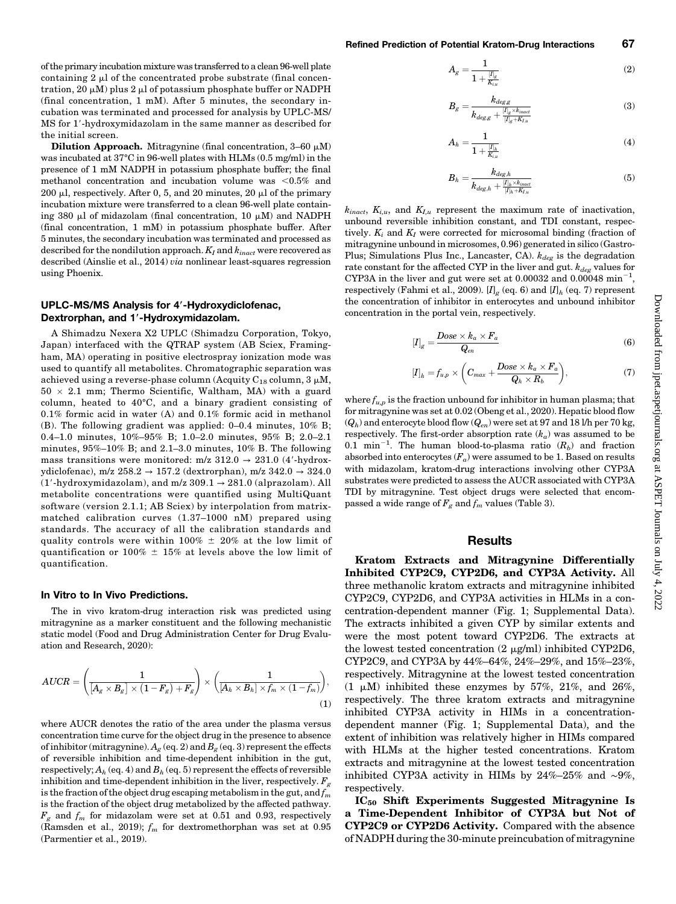of the primary incubation mixture was transferred to a clean 96-well plate containing 2 μl of the concentrated probe substrate (final concentration, 20 μM) plus 2 μl of potassium phosphate buffer or NADPH (final concentration, 1 mM). After 5 minutes, the secondary incubation was terminated and processed for analysis by UPLC-MS/MS for 1′-hydroxymidazolam in the same manner as described for the initial screen.

**Dilution Approach.** Mitragynine (final concentration, 3–60 μM) was incubated at 37°C in 96-well plates with HLMs (0.5 mg/ml) in the presence of 1 mM NADPH in potassium phosphate buffer; the final methanol concentration and incubation volume was <0.5% and 200 μl, respectively. After 0, 5, and 20 minutes, 20 μl of the primary incubation mixture were transferred to a clean 96-well plate containing 380 μl of midazolam (final concentration, 10 μM) and NADPH (final concentration, 1 mM) in potassium phosphate buffer. After 5 minutes, the secondary incubation was terminated and processed as described for the nondilution approach. $K_I$ and $k_{inact}$ were recovered as described (Ainslie et al., 2014) *via* nonlinear least-squares regression using Phoenix.

### UPLC-MS/MS Analysis for 4′-Hydroxydiclofenac, Dextrorphan, and 1′-Hydroxymidazolam.

A Shimadzu Nexera X2 UPLC (Shimadzu Corporation, Tokyo, Japan) interfaced with the QTRAP system (AB Sciex, Framingham, MA) operating in positive electrospray ionization mode was used to quantify all metabolites. Chromatographic separation was achieved using a reverse-phase column (Acquity $C_{18}$ column, 3 μM, 50 × 2.1 mm; Thermo Scientific, Waltham, MA) with a guard column, heated to 40°C, and a binary gradient consisting of 0.1% formic acid in water (A) and 0.1% formic acid in methanol (B). The following gradient was applied: 0–0.4 minutes, 10% B; 0.4–1.0 minutes, 10%–95% B; 1.0–2.0 minutes, 95% B; 2.0–2.1 minutes, 95%–10% B; and 2.1–3.0 minutes, 10% B. The following mass transitions were monitored: m/z 312.0 → 231.0 (4′-hydroxydiclofenac), m/z 258.2 → 157.2 (dextrorphan), m/z 342.0 → 324.0 (1′-hydroxymidazolam), and m/z 309.1 → 281.0 (alprazolam). All metabolite concentrations were quantified using MultiQuant software (version 2.1.1; AB Sciex) by interpolation from matrix-matched calibration curves (1.37–1000 nM) prepared using standards. The accuracy of all the calibration standards and quality controls were within 100% ± 20% at the low limit of quantification or 100% ± 15% at levels above the low limit of quantification.

### In Vitro to In Vivo Predictions.

The in vivo kratom-drug interaction risk was predicted using mitragynine as a marker constituent and the following mechanistic static model (Food and Drug Administration Center for Drug Evaluation and Research, 2020):

$$AUCR = \left(\frac{1}{[A_g \times B_g] \times (1-F_g) + F_g}\right) \times \left(\frac{1}{[A_h \times B_h] \times f_m \times (1-f_m)}\right), \quad (1)$$

where AUCR denotes the ratio of the area under the plasma versus concentration time curve for the object drug in the presence to absence of inhibitor (mitragynine). $A_g$ (eq. 2) and $B_g$ (eq. 3) represent the effects of reversible inhibition and time-dependent inhibition in the gut, respectively; $A_h$ (eq. 4) and $B_h$ (eq. 5) represent the effects of reversible inhibition and time-dependent inhibition in the liver, respectively. $F_g$ is the fraction of the object drug escaping metabolism in the gut, and $f_m$ is the fraction of the object drug metabolized by the affected pathway. $F_g$ and $f_m$ for midazolam were set at 0.51 and 0.93, respectively (Ramsden et al., 2019); $f_m$ for dextromethorphan was set at 0.95 (Parmentier et al., 2019).

$$A_g = \frac{1}{1 + \frac{[I]_g}{K_{i,u}}} \quad (2)$$

$$B_g = \frac{k_{deg,g}}{k_{deg,g} + \frac{[I]_g \times k_{inact}}{[I]_g + K_{I,u}}} \quad (3)$$

$$A_h = \frac{1}{1 + \frac{[I]_h}{K_{i,u}}} \quad (4)$$

$$B_h = \frac{k_{deg,h}}{k_{deg,h} + \frac{[I]_h \times k_{inact}}{[I]_h + K_{I,u}}} \quad (5)$$

$k_{inact}$, $K_{i,u}$, and $K_{I,u}$ represent the maximum rate of inactivation, unbound reversible inhibition constant, and TDI constant, respectively. $K_i$ and $K_I$ were corrected for microsomal binding (fraction of mitragynine unbound in microsomes, 0.96) generated in silico (GastroPlus; Simulations Plus Inc., Lancaster, CA). $k_{deg}$ is the degradation rate constant for the affected CYP in the liver and gut. $k_{deg}$ values for CYP3A in the liver and gut were set at 0.00032 and 0.00048 $min^{-1}$, respectively (Fahmi et al., 2009). $[I]_g$ (eq. 6) and $[I]_h$ (eq. 7) represent the concentration of inhibitor in enterocytes and unbound inhibitor concentration in the portal vein, respectively.

$$[I]_g = \frac{Dose \times k_a \times F_a}{Q_{en}} \quad (6)$$

$$[I]_h = f_{u,p} \times \left(C_{max} + \frac{Dose \times k_a \times F_a}{Q_h \times R_b}\right), \quad (7)$$

where $f_{u,p}$ is the fraction unbound for inhibitor in human plasma; that for mitragynine was set at 0.02 (Obeng et al., 2020). Hepatic blood flow ($Q_h$) and enterocyte blood flow ($Q_{en}$) were set at 97 and 18 l/h per 70 kg, respectively. The first-order absorption rate ($k_a$) was assumed to be 0.1 $min^{-1}$. The human blood-to-plasma ratio ($R_b$) and fraction absorbed into enterocytes ($F_a$) were assumed to be 1. Based on results with midazolam, kratom-drug interactions involving other CYP3A substrates were predicted to assess the AUCR associated with CYP3A TDI by mitragynine. Test object drugs were selected that encompassed a wide range of $F_g$ and $f_m$ values (Table 3).

## Results

**Kratom Extracts and Mitragynine Differentially Inhibited CYP2C9, CYP2D6, and CYP3A Activity.** All three methanolic kratom extracts and mitragynine inhibited CYP2C9, CYP2D6, and CYP3A activities in HLMs in a concentration-dependent manner (Fig. 1; Supplemental Data). The extracts inhibited a given CYP by similar extents and were the most potent toward CYP2D6. The extracts at the lowest tested concentration (2 μg/ml) inhibited CYP2D6, CYP2C9, and CYP3A by 44%–64%, 24%–29%, and 15%–23%, respectively. Mitragynine at the lowest tested concentration (1 μM) inhibited these enzymes by 57%, 21%, and 26%, respectively. The three kratom extracts and mitragynine inhibited CYP3A activity in HIMs in a concentration-dependent manner (Fig. 1; Supplemental Data), and the extent of inhibition was relatively higher in HIMs compared with HLMs at the higher tested concentrations. Kratom extracts and mitragynine at the lowest tested concentration inhibited CYP3A activity in HIMs by 24%–25% and ~9%, respectively.

**$IC_{50}$ Shift Experiments Suggested Mitragynine Is a Time-Dependent Inhibitor of CYP3A but Not of CYP2C9 or CYP2D6 Activity.** Compared with the absence of NADPH during the 30-minute preincubation of mitragynine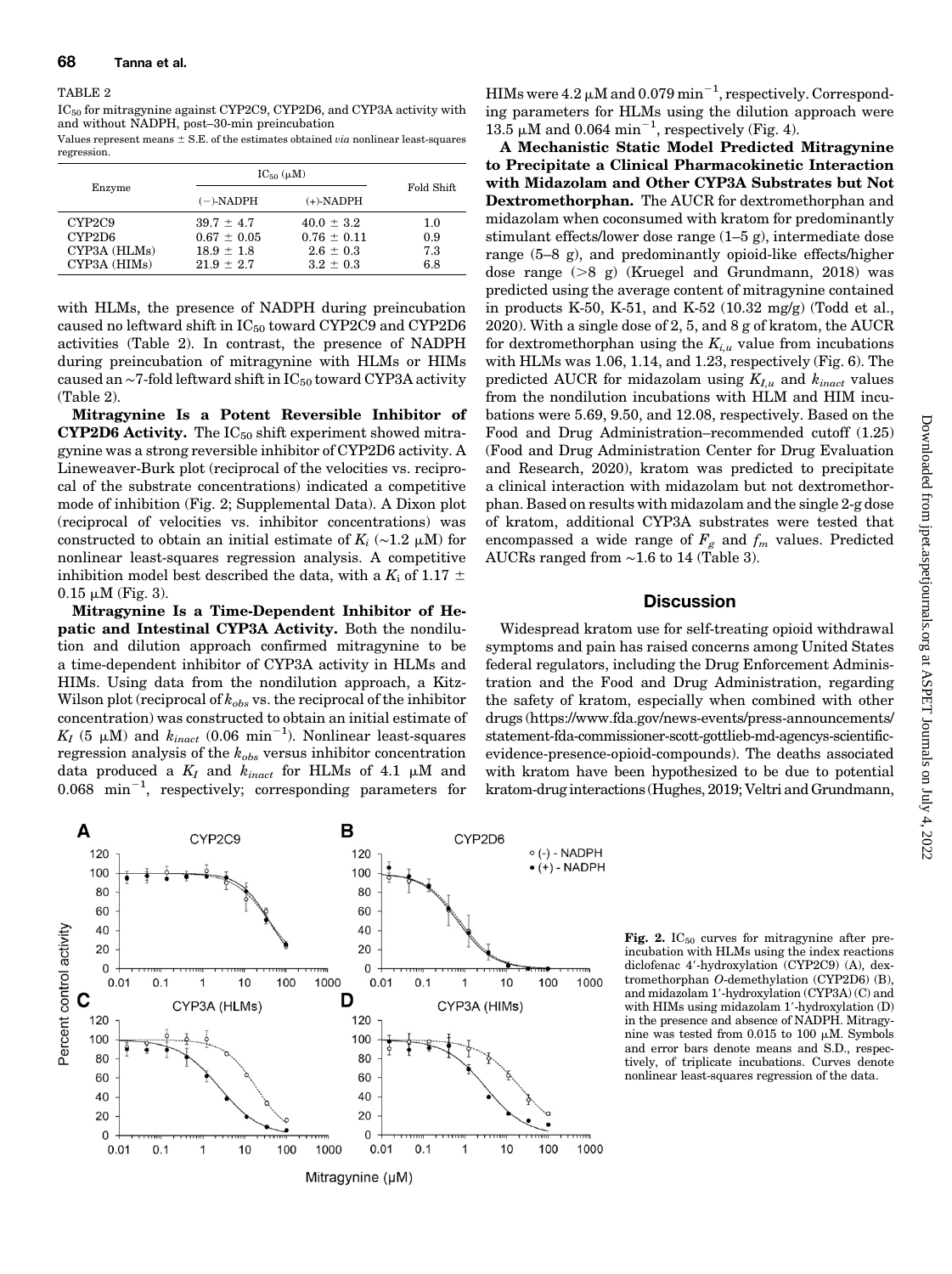TABLE 2

$IC_{50}$ for mitragynine against CYP2C9, CYP2D6, and CYP3A activity with and without NADPH, post–30-min preincubation

Values represent means ± S.E. of the estimates obtained *via* nonlinear least-squares regression.

| Enzyme | $IC_{50}$ (μM) | | Fold Shift |
|---|---|---|---|
| | (−)-NADPH | (+)-NADPH | |
| CYP2C9 | 39.7 ± 4.7 | 40.0 ± 3.2 | 1.0 |
| CYP2D6 | 0.67 ± 0.05 | 0.76 ± 0.11 | 0.9 |
| CYP3A (HLMs) | 18.9 ± 1.8 | 2.6 ± 0.3 | 7.3 |
| CYP3A (HIMs) | 21.9 ± 2.7 | 3.2 ± 0.3 | 6.8 |

with HLMs, the presence of NADPH during preincubation caused no leftward shift in $IC_{50}$ toward CYP2C9 and CYP2D6 activities (Table 2). In contrast, the presence of NADPH during preincubation of mitragynine with HLMs or HIMs caused an ~7-fold leftward shift in $IC_{50}$ toward CYP3A activity (Table 2).

**Mitragynine Is a Potent Reversible Inhibitor of CYP2D6 Activity.** The $IC_{50}$ shift experiment showed mitragynine was a strong reversible inhibitor of CYP2D6 activity. A Lineweaver-Burk plot (reciprocal of the velocities vs. reciprocal of the substrate concentrations) indicated a competitive mode of inhibition (Fig. 2; Supplemental Data). A Dixon plot (reciprocal of velocities vs. inhibitor concentrations) was constructed to obtain an initial estimate of $K_i$ (~1.2 μM) for nonlinear least-squares regression analysis. A competitive inhibition model best described the data, with a $K_i$ of 1.17 ± 0.15 μM (Fig. 3).

**Mitragynine Is a Time-Dependent Inhibitor of Hepatic and Intestinal CYP3A Activity.** Both the nondilution and dilution approach confirmed mitragynine to be a time-dependent inhibitor of CYP3A activity in HLMs and HIMs. Using data from the nondilution approach, a Kitz-Wilson plot (reciprocal of $k_{obs}$ vs. the reciprocal of the inhibitor concentration) was constructed to obtain an initial estimate of $K_I$ (5 μM) and $k_{inact}$ (0.06 $min^{-1}$). Nonlinear least-squares regression analysis of the $k_{obs}$ versus inhibitor concentration data produced a $K_I$ and $k_{inact}$ for HLMs of 4.1 μM and 0.068 $min^{-1}$, respectively; corresponding parameters for HIMs were 4.2 μM and 0.079 $min^{-1}$, respectively. Corresponding parameters for HLMs using the dilution approach were 13.5 μM and 0.064 $min^{-1}$, respectively (Fig. 4).

**A Mechanistic Static Model Predicted Mitragynine to Precipitate a Clinical Pharmacokinetic Interaction with Midazolam and Other CYP3A Substrates but Not Dextromethorphan.** The AUCR for dextromethorphan and midazolam when coconsumed with kratom for predominantly stimulant effects/lower dose range (1–5 g), intermediate dose range (5–8 g), and predominantly opioid-like effects/higher dose range (>8 g) (Kruegel and Grundmann, 2018) was predicted using the average content of mitragynine contained in products K-50, K-51, and K-52 (10.32 mg/g) (Todd et al., 2020). With a single dose of 2, 5, and 8 g of kratom, the AUCR for dextromethorphan using the $K_{i,u}$ value from incubations with HLMs was 1.06, 1.14, and 1.23, respectively (Fig. 6). The predicted AUCR for midazolam using $K_{I,u}$ and $k_{inact}$ values from the nondilution incubations with HLM and HIM incubations were 5.69, 9.50, and 12.08, respectively. Based on the Food and Drug Administration–recommended cutoff (1.25) (Food and Drug Administration Center for Drug Evaluation and Research, 2020), kratom was predicted to precipitate a clinical interaction with midazolam but not dextromethorphan. Based on results with midazolam and the single 2-g dose of kratom, additional CYP3A substrates were tested that encompassed a wide range of $F_g$ and $f_m$ values. Predicted AUCRs ranged from ~1.6 to 14 (Table 3).

## Discussion

Widespread kratom use for self-treating opioid withdrawal symptoms and pain has raised concerns among United States federal regulators, including the Drug Enforcement Administration and the Food and Drug Administration, regarding the safety of kratom, especially when combined with other drugs (https://www.fda.gov/news-events/press-announcements/statement-fda-commissioner-scott-gottlieb-md-agencys-scientific-evidence-presence-opioid-compounds). The deaths associated with kratom have been hypothesized to be due to potential kratom-drug interactions (Hughes, 2019; Veltri and Grundmann,

**Fig. 2.** $IC_{50}$ curves for mitragynine after preincubation with HLMs using the index reactions diclofenac 4′-hydroxylation (CYP2C9) (A), dextromethorphan *O*-demethylation (CYP2D6) (B), and midazolam 1′-hydroxylation (CYP3A) (C) and with HIMs using midazolam 1′-hydroxylation (D) in the presence and absence of NADPH. Mitragynine was tested from 0.015 to 100 μM. Symbols and error bars denote means and S.D., respectively, of triplicate incubations. Curves denote nonlinear least-squares regression of the data.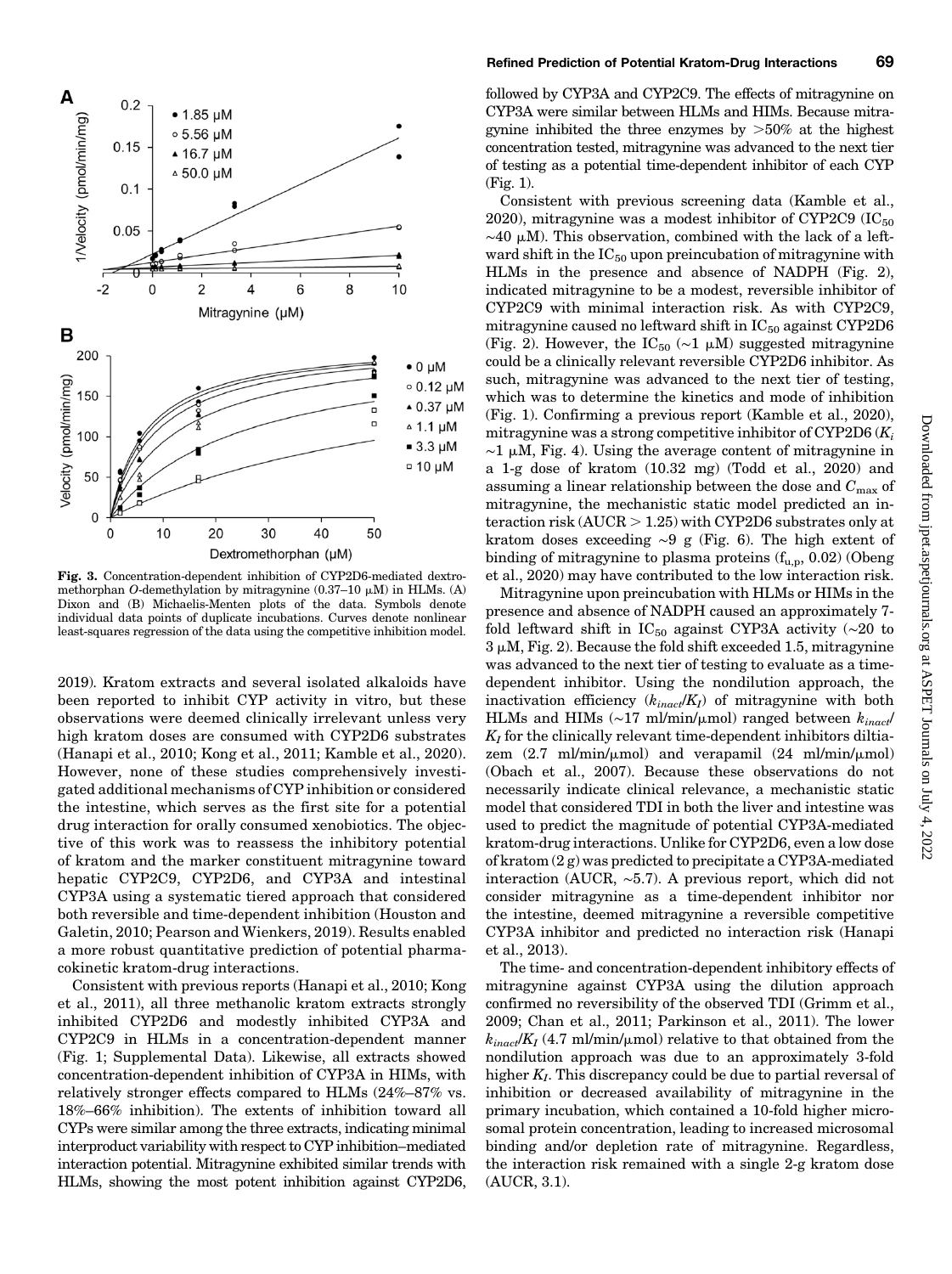Fig. 3. Concentration-dependent inhibition of CYP2D6-mediated dextromethorphan O-demethylation by mitragynine (0.37–10 μM) in HLMs. (A) Dixon and (B) Michaelis-Menten plots of the data. Symbols denote individual data points of duplicate incubations. Curves denote nonlinear least-squares regression of the data using the competitive inhibition model.

2019). Kratom extracts and several isolated alkaloids have been reported to inhibit CYP activity in vitro, but these observations were deemed clinically irrelevant unless very high kratom doses are consumed with CYP2D6 substrates (Hanapi et al., 2010; Kong et al., 2011; Kamble et al., 2020). However, none of these studies comprehensively investigated additional mechanisms of CYP inhibition or considered the intestine, which serves as the first site for a potential drug interaction for orally consumed xenobiotics. The objective of this work was to reassess the inhibitory potential of kratom and the marker constituent mitragynine toward hepatic CYP2C9, CYP2D6, and CYP3A and intestinal CYP3A using a systematic tiered approach that considered both reversible and time-dependent inhibition (Houston and Galetin, 2010; Pearson and Wienkers, 2019). Results enabled a more robust quantitative prediction of potential pharmacokinetic kratom-drug interactions.

Consistent with previous reports (Hanapi et al., 2010; Kong et al., 2011), all three methanolic kratom extracts strongly inhibited CYP2D6 and modestly inhibited CYP3A and CYP2C9 in HLMs in a concentration-dependent manner (Fig. 1; Supplemental Data). Likewise, all extracts showed concentration-dependent inhibition of CYP3A in HIMs, with relatively stronger effects compared to HLMs (24%–87% vs. 18%–66% inhibition). The extents of inhibition toward all CYPs were similar among the three extracts, indicating minimal interproduct variability with respect to CYP inhibition–mediated interaction potential. Mitragynine exhibited similar trends with HLMs, showing the most potent inhibition against CYP2D6, followed by CYP3A and CYP2C9. The effects of mitragynine on CYP3A were similar between HLMs and HIMs. Because mitragynine inhibited the three enzymes by >50% at the highest concentration tested, mitragynine was advanced to the next tier of testing as a potential time-dependent inhibitor of each CYP (Fig. 1).

Consistent with previous screening data (Kamble et al., 2020), mitragynine was a modest inhibitor of CYP2C9 ($IC_{50}$ ~40 μM). This observation, combined with the lack of a leftward shift in the $IC_{50}$ upon preincubation of mitragynine with HLMs in the presence and absence of NADPH (Fig. 2), indicated mitragynine to be a modest, reversible inhibitor of CYP2C9 with minimal interaction risk. As with CYP2C9, mitragynine caused no leftward shift in $IC_{50}$ against CYP2D6 (Fig. 2). However, the $IC_{50}$ (~1 μM) suggested mitragynine could be a clinically relevant reversible CYP2D6 inhibitor. As such, mitragynine was advanced to the next tier of testing, which was to determine the kinetics and mode of inhibition (Fig. 1). Confirming a previous report (Kamble et al., 2020), mitragynine was a strong competitive inhibitor of CYP2D6 ($K_i$ ~1 μM, Fig. 4). Using the average content of mitragynine in a 1-g dose of kratom (10.32 mg) (Todd et al., 2020) and assuming a linear relationship between the dose and $C_{max}$ of mitragynine, the mechanistic static model predicted an interaction risk (AUCR > 1.25) with CYP2D6 substrates only at kratom doses exceeding ~9 g (Fig. 6). The high extent of binding of mitragynine to plasma proteins ($f_{u,p}$, 0.02) (Obeng et al., 2020) may have contributed to the low interaction risk.

Mitragynine upon preincubation with HLMs or HIMs in the presence and absence of NADPH caused an approximately 7-fold leftward shift in $IC_{50}$ against CYP3A activity (~20 to 3 μM, Fig. 2). Because the fold shift exceeded 1.5, mitragynine was advanced to the next tier of testing to evaluate as a time-dependent inhibitor. Using the nondilution approach, the inactivation efficiency ($k_{inact}/K_I$) of mitragynine with both HLMs and HIMs (~17 ml/min/μmol) ranged between $k_{inact}/K_I$ for the clinically relevant time-dependent inhibitors diltiazem (2.7 ml/min/μmol) and verapamil (24 ml/min/μmol) (Obach et al., 2007). Because these observations do not necessarily indicate clinical relevance, a mechanistic static model that considered TDI in both the liver and intestine was used to predict the magnitude of potential CYP3A-mediated kratom-drug interactions. Unlike for CYP2D6, even a low dose of kratom (2 g) was predicted to precipitate a CYP3A-mediated interaction (AUCR, ~5.7). A previous report, which did not consider mitragynine as a time-dependent inhibitor nor the intestine, deemed mitragynine a reversible competitive CYP3A inhibitor and predicted no interaction risk (Hanapi et al., 2013).

The time- and concentration-dependent inhibitory effects of mitragynine against CYP3A using the dilution approach confirmed no reversibility of the observed TDI (Grimm et al., 2009; Chan et al., 2011; Parkinson et al., 2011). The lower $k_{inact}/K_I$ (4.7 ml/min/μmol) relative to that obtained from the nondilution approach was due to an approximately 3-fold higher $K_I$. This discrepancy could be due to partial reversal of inhibition or decreased availability of mitragynine in the primary incubation, which contained a 10-fold higher microsomal protein concentration, leading to increased microsomal binding and/or depletion rate of mitragynine. Regardless, the interaction risk remained with a single 2-g kratom dose (AUCR, 3.1).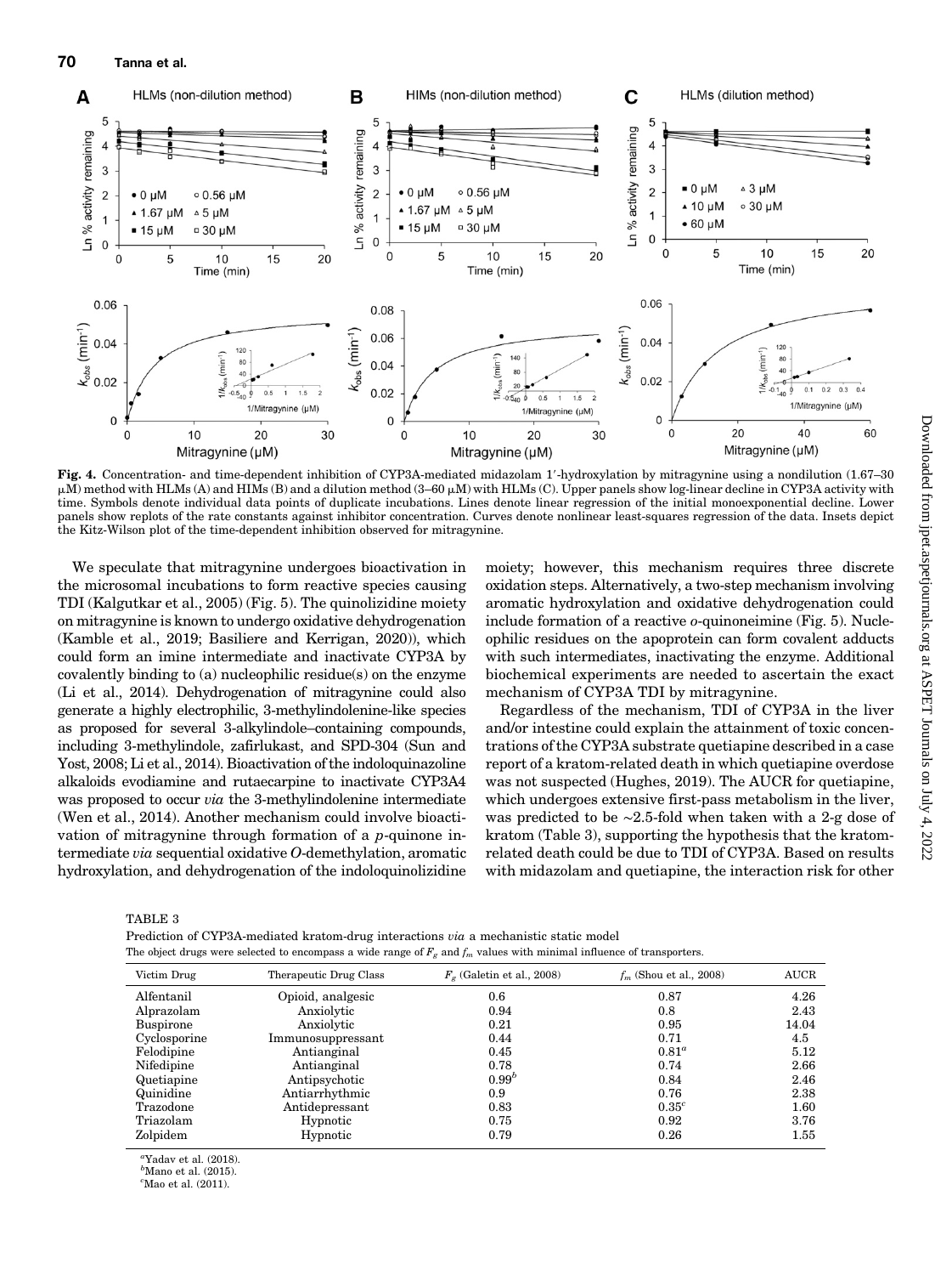**Fig. 4.** Concentration- and time-dependent inhibition of CYP3A-mediated midazolam 1′-hydroxylation by mitragynine using a nondilution (1.67–30 μM) method with HLMs (A) and HIMs (B) and a dilution method (3–60 μM) with HLMs (C). Upper panels show log-linear decline in CYP3A activity with time. Symbols denote individual data points of duplicate incubations. Lines denote linear regression of the initial monoexponential decline. Lower panels show replots of the rate constants against inhibitor concentration. Curves denote nonlinear least-squares regression of the data. Insets depict the Kitz-Wilson plot of the time-dependent inhibition observed for mitragynine.

We speculate that mitragynine undergoes bioactivation in the microsomal incubations to form reactive species causing TDI (Kalgutkar et al., 2005) (Fig. 5). The quinolizidine moiety on mitragynine is known to undergo oxidative dehydrogenation (Kamble et al., 2019; Basiliere and Kerrigan, 2020)), which could form an imine intermediate and inactivate CYP3A by covalently binding to (a) nucleophilic residue(s) on the enzyme (Li et al., 2014). Dehydrogenation of mitragynine could also generate a highly electrophilic, 3-methylindolenine-like species as proposed for several 3-alkylindole–containing compounds, including 3-methylindole, zafirlukast, and SPD-304 (Sun and Yost, 2008; Li et al., 2014). Bioactivation of the indoloquinazoline alkaloids evodiamine and rutaecarpine to inactivate CYP3A4 was proposed to occur *via* the 3-methylindolenine intermediate (Wen et al., 2014). Another mechanism could involve bioactivation of mitragynine through formation of a *p*-quinone intermediate *via* sequential oxidative *O*-demethylation, aromatic hydroxylation, and dehydrogenation of the indoloquinolizidine moiety; however, this mechanism requires three discrete oxidation steps. Alternatively, a two-step mechanism involving aromatic hydroxylation and oxidative dehydrogenation could include formation of a reactive *o*-quinoneimine (Fig. 5). Nucleophilic residues on the apoprotein can form covalent adducts with such intermediates, inactivating the enzyme. Additional biochemical experiments are needed to ascertain the exact mechanism of CYP3A TDI by mitragynine.

Regardless of the mechanism, TDI of CYP3A in the liver and/or intestine could explain the attainment of toxic concentrations of the CYP3A substrate quetiapine described in a case report of a kratom-related death in which quetiapine overdose was not suspected (Hughes, 2019). The AUCR for quetiapine, which undergoes extensive first-pass metabolism in the liver, was predicted to be ~2.5-fold when taken with a 2-g dose of kratom (Table 3), supporting the hypothesis that the kratom-related death could be due to TDI of CYP3A. Based on results with midazolam and quetiapine, the interaction risk for other

TABLE 3

Prediction of CYP3A-mediated kratom-drug interactions *via* a mechanistic static model

The object drugs were selected to encompass a wide range of $F_g$ and $f_m$ values with minimal influence of transporters.

| Victim Drug | Therapeutic Drug Class | $F_g$ (Galetin et al., 2008) | $f_m$ (Shou et al., 2008) | AUCR |
|---|---|---|---|---|
| Alfentanil | Opioid, analgesic | 0.6 | 0.87 | 4.26 |
| Alprazolam | Anxiolytic | 0.94 | 0.8 | 2.43 |
| Buspirone | Anxiolytic | 0.21 | 0.95 | 14.04 |
| Cyclosporine | Immunosuppressant | 0.44 | 0.71 | 4.5 |
| Felodipine | Antianginal | 0.45 | 0.81[a] | 5.12 |
| Nifedipine | Antianginal | 0.78 | 0.74 | 2.66 |
| Quetiapine | Antipsychotic | 0.99[b] | 0.84 | 2.46 |
| Quinidine | Antiarrhythmic | 0.9 | 0.76 | 2.38 |
| Trazodone | Antidepressant | 0.83 | 0.35[c] | 1.60 |
| Triazolam | Hypnotic | 0.75 | 0.92 | 3.76 |
| Zolpidem | Hypnotic | 0.79 | 0.26 | 1.55 |

[a]Yadav et al. (2018).
[b]Mano et al. (2015).
[c]Mao et al. (2011).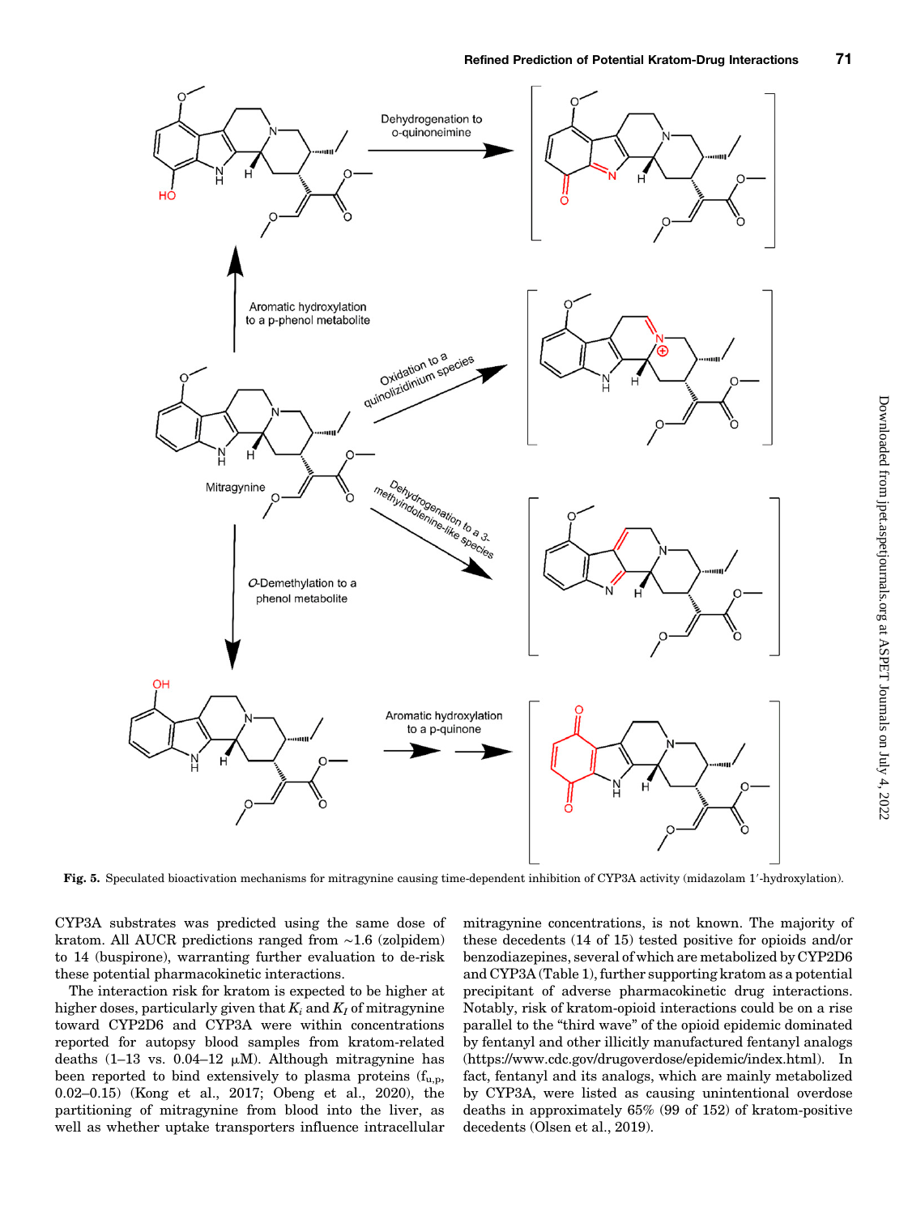Fig. 5. Speculated bioactivation mechanisms for mitragynine causing time-dependent inhibition of CYP3A activity (midazolam 1′-hydroxylation).

CYP3A substrates was predicted using the same dose of kratom. All AUCR predictions ranged from ~1.6 (zolpidem) to 14 (buspirone), warranting further evaluation to de-risk these potential pharmacokinetic interactions.

The interaction risk for kratom is expected to be higher at higher doses, particularly given that $K_i$ and $K_I$ of mitragynine toward CYP2D6 and CYP3A were within concentrations reported for autopsy blood samples from kratom-related deaths (1–13 vs. 0.04–12 μM). Although mitragynine has been reported to bind extensively to plasma proteins ($f_{u,p}$, 0.02–0.15) (Kong et al., 2017; Obeng et al., 2020), the partitioning of mitragynine from blood into the liver, as well as whether uptake transporters influence intracellular mitragynine concentrations, is not known. The majority of these decedents (14 of 15) tested positive for opioids and/or benzodiazepines, several of which are metabolized by CYP2D6 and CYP3A (Table 1), further supporting kratom as a potential precipitant of adverse pharmacokinetic drug interactions. Notably, risk of kratom-opioid interactions could be on a rise parallel to the "third wave" of the opioid epidemic dominated by fentanyl and other illicitly manufactured fentanyl analogs (https://www.cdc.gov/drugoverdose/epidemic/index.html). In fact, fentanyl and its analogs, which are mainly metabolized by CYP3A, were listed as causing unintentional overdose deaths in approximately 65% (99 of 152) of kratom-positive decedents (Olsen et al., 2019).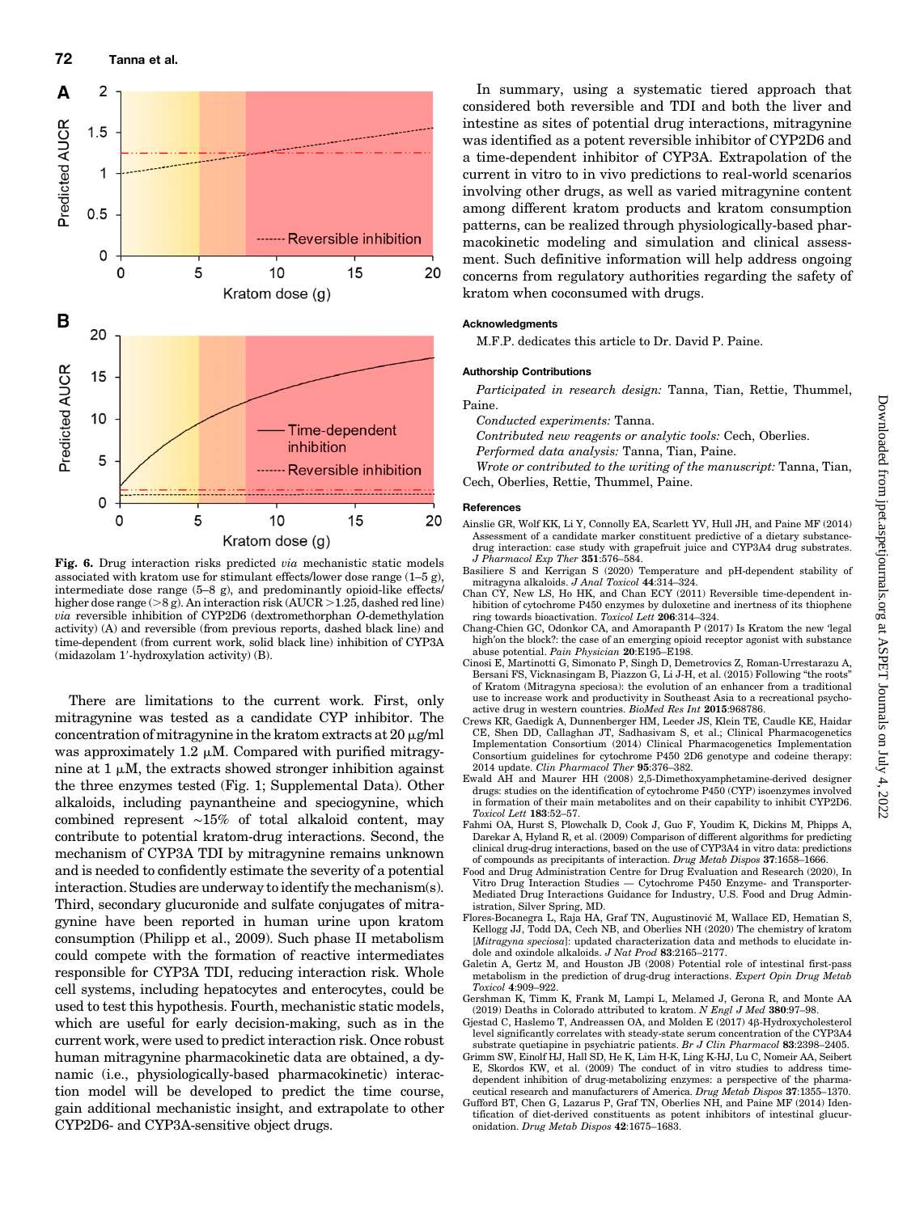Fig. 6. Drug interaction risks predicted *via* mechanistic static models associated with kratom use for stimulant effects/lower dose range (1–5 g), intermediate dose range (5–8 g), and predominantly opioid-like effects/higher dose range (>8 g). An interaction risk (AUCR >1.25, dashed red line) *via* reversible inhibition of CYP2D6 (dextromethorphan *O*-demethylation activity) (A) and reversible (from previous reports, dashed black line) and time-dependent (from current work, solid black line) inhibition of CYP3A (midazolam 1′-hydroxylation activity) (B).

There are limitations to the current work. First, only mitragynine was tested as a candidate CYP inhibitor. The concentration of mitragynine in the kratom extracts at 20 μg/ml was approximately 1.2 μM. Compared with purified mitragynine at 1 μM, the extracts showed stronger inhibition against the three enzymes tested (Fig. 1; Supplemental Data). Other alkaloids, including paynantheine and speciogynine, which combined represent ~15% of total alkaloid content, may contribute to potential kratom-drug interactions. Second, the mechanism of CYP3A TDI by mitragynine remains unknown and is needed to confidently estimate the severity of a potential interaction. Studies are underway to identify the mechanism(s). Third, secondary glucuronide and sulfate conjugates of mitragynine have been reported in human urine upon kratom consumption (Philipp et al., 2009). Such phase II metabolism could compete with the formation of reactive intermediates responsible for CYP3A TDI, reducing interaction risk. Whole cell systems, including hepatocytes and enterocytes, could be used to test this hypothesis. Fourth, mechanistic static models, which are useful for early decision-making, such as in the current work, were used to predict interaction risk. Once robust human mitragynine pharmacokinetic data are obtained, a dynamic (i.e., physiologically-based pharmacokinetic) interaction model will be developed to predict the time course, gain additional mechanistic insight, and extrapolate to other CYP2D6- and CYP3A-sensitive object drugs.

In summary, using a systematic tiered approach that considered both reversible and TDI and both the liver and intestine as sites of potential drug interactions, mitragynine was identified as a potent reversible inhibitor of CYP2D6 and a time-dependent inhibitor of CYP3A. Extrapolation of the current in vitro to in vivo predictions to real-world scenarios involving other drugs, as well as varied mitragynine content among different kratom products and kratom consumption patterns, can be realized through physiologically-based pharmacokinetic modeling and simulation and clinical assessment. Such definitive information will help address ongoing concerns from regulatory authorities regarding the safety of kratom when coconsumed with drugs.

#### Acknowledgments

M.F.P. dedicates this article to Dr. David P. Paine.

#### Authorship Contributions

*Participated in research design:* Tanna, Tian, Rettie, Thummel, Paine.

*Conducted experiments:* Tanna.

*Contributed new reagents or analytic tools:* Cech, Oberlies.

*Performed data analysis:* Tanna, Tian, Paine.

*Wrote or contributed to the writing of the manuscript:* Tanna, Tian, Cech, Oberlies, Rettie, Thummel, Paine.

#### References

Ainslie GR, Wolf KK, Li Y, Connolly EA, Scarlett YV, Hull JH, and Paine MF (2014) Assessment of a candidate marker constituent predictive of a dietary substance-drug interaction: case study with grapefruit juice and CYP3A4 drug substrates. *J Pharmacol Exp Ther* **351**:576–584.

Basiliere S and Kerrigan S (2020) Temperature and pH-dependent stability of mitragyna alkaloids. *J Anal Toxicol* **44**:314–324.

Chan CY, New LS, Ho HK, and Chan ECY (2011) Reversible time-dependent inhibition of cytochrome P450 enzymes by duloxetine and inertness of its thiophene ring towards bioactivation. *Toxicol Lett* **206**:314–324.

Chang-Chien GC, Odonkor CA, and Amorapanth P (2017) Is Kratom the new 'legal high'on the block?: the case of an emerging opioid receptor agonist with substance abuse potential. *Pain Physician* **20**:E195–E198.

Cinosi E, Martinotti G, Simonato P, Singh D, Demetrovics Z, Roman-Urrestarazu A, Bersani FS, Vicknasingam B, Piazzon G, Li J-H, et al. (2015) Following "the roots" of Kratom (Mitragyna speciosa): the evolution of an enhancer from a traditional use to increase work and productivity in Southeast Asia to a recreational psychoactive drug in western countries. *BioMed Res Int* **2015**:968786.

Crews KR, Gaedigk A, Dunnenberger HM, Leeder JS, Klein TE, Caudle KE, Haidar CE, Shen DD, Callaghan JT, Sadhasivam S, et al.; Clinical Pharmacogenetics Implementation Consortium (2014) Clinical Pharmacogenetics Implementation Consortium guidelines for cytochrome P450 2D6 genotype and codeine therapy: 2014 update. *Clin Pharmacol Ther* **95**:376–382.

Ewald AH and Maurer HH (2008) 2,5-Dimethoxyamphetamine-derived designer drugs: studies on the identification of cytochrome P450 (CYP) isoenzymes involved in formation of their main metabolites and on their capability to inhibit CYP2D6. *Toxicol Lett* **183**:52–57.

Fahmi OA, Hurst S, Plowchalk D, Cook J, Guo F, Youdim K, Dickins M, Phipps A, Darekar A, Hyland R, et al. (2009) Comparison of different algorithms for predicting clinical drug-drug interactions, based on the use of CYP3A4 in vitro data: predictions of compounds as precipitants of interaction. *Drug Metab Dispos* **37**:1658–1666.

Food and Drug Administration Centre for Drug Evaluation and Research (2020), In Vitro Drug Interaction Studies — Cytochrome P450 Enzyme- and Transporter-Mediated Drug Interactions Guidance for Industry, U.S. Food and Drug Administration, Silver Spring, MD.

Flores-Bocanegra L, Raja HA, Graf TN, Augustinović M, Wallace ED, Hematian S, Kellogg JJ, Todd DA, Cech NB, and Oberlies NH (2020) The chemistry of kratom [*Mitragyna speciosa*]: updated characterization data and methods to elucidate indole and oxindole alkaloids. *J Nat Prod* **83**:2165–2177.

Galetin A, Gertz M, and Houston JB (2008) Potential role of intestinal first-pass metabolism in the prediction of drug-drug interactions. *Expert Opin Drug Metab Toxicol* **4**:909–922.

Gershman K, Timm K, Frank M, Lampi L, Melamed J, Gerona R, and Monte AA (2019) Deaths in Colorado attributed to kratom. *N Engl J Med* **380**:97–98.

Gjestad C, Haslemo T, Andreassen OA, and Molden E (2017) 4β-Hydroxycholesterol level significantly correlates with steady-state serum concentration of the CYP3A4 substrate quetiapine in psychiatric patients. *Br J Clin Pharmacol* **83**:2398–2405.

Grimm SW, Einolf HJ, Hall SD, He K, Lim H-K, Ling K-HJ, Lu C, Nomeir AA, Seibert E, Skordos KW, et al. (2009) The conduct of in vitro studies to address time-dependent inhibition of drug-metabolizing enzymes: a perspective of the pharmaceutical research and manufacturers of America. *Drug Metab Dispos* **37**:1355–1370.

Gufford BT, Chen G, Lazarus P, Graf TN, Oberlies NH, and Paine MF (2014) Identification of diet-derived constituents as potent inhibitors of intestinal glucuronidation. *Drug Metab Dispos* **42**:1675–1683.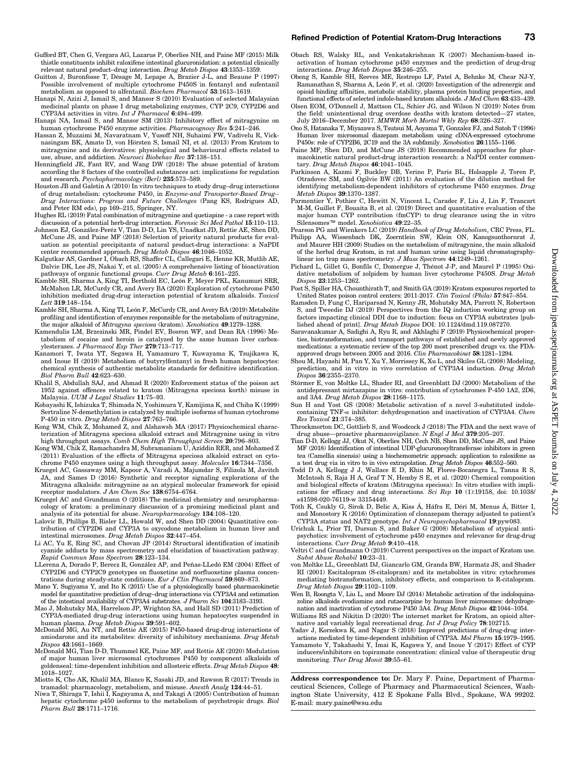Gufford BT, Chen G, Vergara AG, Lazarus P, Oberlies NH, and Paine MF (2015) Milk thistle constituents inhibit raloxifene intestinal glucuronidation: a potential clinically relevant natural product–drug interaction. *Drug Metab Dispos* **43**:1353–1359.

Guitton J, Buronfosse T, Désage M, Lepape A, Brazier J-L, and Beaune P (1997) Possible involvement of multiple cytochrome P450S in fentanyl and sufentanil metabolism as opposed to alfentanil. *Biochem Pharmacol* **53**:1613–1619.

Hanapi N, Azizi J, Ismail S, and Mansor S (2010) Evaluation of selected Malaysian medicinal plants on phase I drug metabolizing enzymes, CYP 2C9, CYP2D6 and CYP3A4 activities in vitro. *Int J Pharmacol* **6**:494–499.

Hanapi NA, Ismail S, and Mansor SM (2013) Inhibitory effect of mitragynine on human cytochrome P450 enzyme activities. *Pharmacognosy Res* **5**:241–246.

Hassan Z, Muzaimi M, Navaratnam V, Yusoff NH, Suhaimi FW, Vadivelu R, Vicknasingam BK, Amato D, von Hörsten S, Ismail NI, et al. (2013) From Kratom to mitragynine and its derivatives: physiological and behavioural effects related to use, abuse, and addiction. *Neurosci Biobehav Rev* **37**:138–151.

Henningfield JE, Fant RV, and Wang DW (2018) The abuse potential of kratom according the 8 factors of the controlled substances act: implications for regulation and research. *Psychopharmacology (Berl)* **235**:573–589.

Houston JB and Galetin A (2010) In vitro techniques to study drug–drug interactions of drug metabolism: cytochrome P450, in *Enzyme-and Transporter-Based Drug--Drug Interactions: Progress and Future Challenges* (Pang KS, Rodrigues AD, and Peter RM eds), pp 169–215, Springer, NY.

Hughes RL (2019) Fatal combination of mitragynine and quetiapine - a case report with discussion of a potential herb-drug interaction. *Forensic Sci Med Pathol* **15**:110–113.

Johnson EJ, González-Peréz V, Tian D-D, Lin YS, Unadkat JD, Rettie AE, Shen DD, McCune JS, and Paine MF (2018) Selection of priority natural products for evaluation as potential precipitants of natural product-drug interactions: a NaPDI center recommended approach. *Drug Metab Dispos* **46**:1046–1052.

Kalgutkar AS, Gardner I, Obach RS, Shaffer CL, Callegari E, Henne KR, Mutlib AE, Dalvie DK, Lee JS, Nakai Y, et al. (2005) A comprehensive listing of bioactivation pathways of organic functional groups. *Curr Drug Metab* **6**:161–225.

Kamble SH, Sharma A, King TI, Berthold EC, León F, Meyer PKL, Kanumuri SRR, McMahon LR, McCurdy CR, and Avery BA (2020) Exploration of cytochrome P450 inhibition mediated drug-drug interaction potential of kratom alkaloids. *Toxicol Lett* **319**:148–154.

Kamble SH, Sharma A, King TI, León F, McCurdy CR, and Avery BA (2019) Metabolite profiling and identification of enzymes responsible for the metabolism of mitragynine, the major alkaloid of *Mitragyna speciosa* (kratom). *Xenobiotica* **49**:1279–1288.

Kamendulis LM, Brzezinski MR, Pindel EV, Bosron WF, and Dean RA (1996) Metabolism of cocaine and heroin is catalyzed by the same human liver carboxylesterases. *J Pharmacol Exp Ther* **279**:713–717.

Kanamori T, Iwata YT, Segawa H, Yamamuro T, Kuwayama K, Tsujikawa K, and Inoue H (2019) Metabolism of butyrylfentanyl in fresh human hepatocytes: chemical synthesis of authentic metabolite standards for definitive identification. *Biol Pharm Bull* **42**:623–630.

Khalil S, Abdullah SAJ, and Ahmad R (2020) Enforcement status of the poison act 1952 against offences related to kratom (Mitragyna speciosa korth) misuse in Malaysia. *UUM J Legal Studies* **11**:75–93.

Kobayashi K, Ishizuka T, Shimada N, Yoshimura Y, Kamijima K, and Chiba K (1999) Sertraline N-demethylation is catalyzed by multiple isoforms of human cytochrome P-450 in vitro. *Drug Metab Dispos* **27**:763–766.

Kong WM, Chik Z, Mohamed Z, and Alshawsh MA (2017) Physicochemical characterization of Mitragyna speciosa alkaloid extract and Mitragynine using in vitro high throughput assays. *Comb Chem High Throughput Screen* **20**:796–803.

Kong WM, Chik Z, Ramachandra M, Subramaniam U, Aziddin RER, and Mohamed Z (2011) Evaluation of the effects of Mitragyna speciosa alkaloid extract on cytochrome P450 enzymes using a high throughput assay. *Molecules* **16**:7344–7356.

Kruegel AC, Gassaway MM, Kapoor A, Váradi A, Majumdar S, Filizola M, Javitch JA, and Sames D (2016) Synthetic and receptor signaling explorations of the Mitragyna alkaloids: mitragynine as an atypical molecular framework for opioid receptor modulators. *J Am Chem Soc* **138**:6754–6764.

Kruegel AC and Grundmann O (2018) The medicinal chemistry and neuropharmacology of kratom: a preliminary discussion of a promising medicinal plant and analysis of its potential for abuse. *Neuropharmacology* **134**:108–120.

Lalovic B, Phillips B, Risler LL, Howald W, and Shen DD (2004) Quantitative contribution of CYP2D6 and CYP3A to oxycodone metabolism in human liver and intestinal microsomes. *Drug Metab Dispos* **32**:447–454.

Li AC, Yu E, Ring SC, and Chovan JP (2014) Structural identification of imatinib cyanide adducts by mass spectrometry and elucidation of bioactivation pathway. *Rapid Commun Mass Spectrom* **28**:123–134.

LLerena A, Dorado P, Berecz R, González AP, and Peñas-LLedó EM (2004) Effect of CYP2D6 and CYP2C9 genotypes on fluoxetine and norfluoxetine plasma concentrations during steady-state conditions. *Eur J Clin Pharmacol* **59**:869–873.

Mano Y, Sugiyama Y, and Ito K (2015) Use of a physiologically based pharmacokinetic model for quantitative prediction of drug–drug interactions via CYP3A4 and estimation of the intestinal availability of CYP3A4 substrates. *J Pharm Sci* **104**:3183–3193.

Mao J, Mohutsky MA, Harrelson JP, Wrighton SA, and Hall SD (2011) Prediction of CYP3A-mediated drug-drug interactions using human hepatocytes suspended in human plasma. *Drug Metab Dispos* **39**:591–602.

McDonald MG, Au NT, and Rettie AE (2015) P450-based drug-drug interactions of amiodarone and its metabolites: diversity of inhibitory mechanisms. *Drug Metab Dispos* **43**:1661–1669.

McDonald MG, Tian D-D, Thummel KE, Paine MF, and Rettie AE (2020) Modulation of major human liver microsomal cytochromes P450 by component alkaloids of goldenseal: time-dependent inhibition and allosteric effects. *Drug Metab Dispos* **48**: 1018–1027.

Miotto K, Cho AK, Khalil MA, Blanco K, Sasaki JD, and Rawson R (2017) Trends in tramadol: pharmacology, metabolism, and misuse. *Anesth Analg* **124**:44–51.

Niwa T, Shiraga T, Ishii I, Kagayama A, and Takagi A (2005) Contribution of human hepatic cytochrome p450 isoforms to the metabolism of psychotropic drugs. *Biol Pharm Bull* **28**:1711–1716.

Obach RS, Walsky RL, and Venkatakrishnan K (2007) Mechanism-based inactivation of human cytochrome p450 enzymes and the prediction of drug-drug interactions. *Drug Metab Dispos* **35**:246–255.

Obeng S, Kamble SH, Reeves ME, Restrepo LF, Patel A, Behnke M, Chear NJ-Y, Ramanathan S, Sharma A, León F, et al. (2020) Investigation of the adrenergic and opioid binding affinities, metabolic stability, plasma protein binding properties, and functional effects of selected indole-based kratom alkaloids. *J Med Chem* **63**:433–439.

Olsen EOM, O'Donnell J, Mattson CL, Schier JG, and Wilson N (2019) Notes from the field: unintentional drug overdose deaths with kratom detected—27 states, July 2016–December 2017. *MMWR Morb Mortal Wkly Rep* **68**:326–327.

Ono S, Hatanaka T, Miyazawa S, Tsutsui M, Aoyama T, Gonzalez FJ, and Satoh T (1996) Human liver microsomal diazepam metabolism using cDNA-expressed cytochrome P450s: role of CYP2B6, 2C19 and the 3A subfamily. *Xenobiotica* **26**:1155–1166.

Paine MF, Shen DD, and McCune JS (2018) Recommended approaches for pharmacokinetic natural product-drug interaction research: a NaPDI center commentary. *Drug Metab Dispos* **46**:1041–1045.

Parkinson A, Kazmi F, Buckley DB, Yerino P, Paris BL, Holsapple J, Toren P, Otradovec SM, and Ogilvie BW (2011) An evaluation of the dilution method for identifying metabolism-dependent inhibitors of cytochrome P450 enzymes. *Drug Metab Dispos* **39**:1370–1387.

Parmentier Y, Pothier C, Hewitt N, Vincent L, Caradec F, Liu J, Lin F, Trancart M-M, Guillet F, Bouaita B, et al. (2019) Direct and quantitative evaluation of the major human CYP contribution (fmCYP) to drug clearance using the in vitro Silensomes™ model. *Xenobiotica* **49**:22–35.

Pearson PG and Wienkers LC (2019) *Handbook of Drug Metabolism*, CRC Press, FL.

Philipp AA, Wissenbach DK, Zoerntlein SW, Klein ON, Kanogsunthornrat J, and Maurer HH (2009) Studies on the metabolism of mitragynine, the main alkaloid of the herbal drug Kratom, in rat and human urine using liquid chromatography-linear ion trap mass spectrometry. *J Mass Spectrom* **44**:1249–1261.

Pichard L, Gillet G, Bonfils C, Domergue J, Thénot J-P, and Maurel P (1995) Oxidative metabolism of zolpidem by human liver cytochrome P450S. *Drug Metab Dispos* **23**:1253–1262.

Post S, Spiller HA, Chounthirath T, and Smith GA (2019) Kratom exposures reported to United States poison control centers: 2011-2017. *Clin Toxicol (Phila)* **57**:847–854.

Ramsden D, Fung C, Hariparsad N, Kenny JR, Mohutsky MA, Parrott N, Robertson S, and Tweedie DJ (2019) Perspectives from the IQ induction working group on factors impacting clinical DDI due to induction: focus on CYP3A substrates [published ahead of print]. *Drug Metab Dispos* DOI: 10.1124/dmd.119.087270.

Saravanakumar A, Sadighi A, Ryu R, and Akhlaghi F (2019) Physicochemical properties, biotransformation, and transport pathways of established and newly approved medications: a systematic review of the top 200 most prescribed drugs vs. the FDA-approved drugs between 2005 and 2016. *Clin Pharmacokinet* **58**:1281–1294.

Shou M, Hayashi M, Pan Y, Xu Y, Morrissey K, Xu L, and Skiles GL (2008) Modeling, prediction, and in vitro in vivo correlation of CYP3A4 induction. *Drug Metab Dispos* **36**:2355–2370.

Störmer E, von Moltke LL, Shader RI, and Greenblatt DJ (2000) Metabolism of the antidepressant mirtazapine in vitro: contribution of cytochromes P-450 1A2, 2D6, and 3A4. *Drug Metab Dispos* **28**:1168–1175.

Sun H and Yost GS (2008) Metabolic activation of a novel 3-substituted indole-containing TNF-$\alpha$ inhibitor: dehydrogenation and inactivation of CYP3A4. *Chem Res Toxicol* **21**:374–385.

Throckmorton DC, Gottlieb S, and Woodcock J (2018) The FDA and the next wave of drug abuse—proactive pharmacovigilance. *N Engl J Med* **379**:205–207.

Tian D-D, Kellogg JJ, Okut N, Oberlies NH, Cech NB, Shen DD, McCune JS, and Paine MF (2018) Identification of intestinal UDP-glucuronosyltransferase inhibitors in green tea (Camellia sinensis) using a biochemometric approach: application to raloxifene as a test drug via in vitro to in vivo extrapolation. *Drug Metab Dispos* **46**:552–560.

Todd D A, Kellogg J J, Wallace E D, Khin M, Flores-Bocanegra L, Tanna R S, McIntosh S, Raja H A, Graf T N, Hemby S E, et al. (2020) Chemical composition and biological effects of kratom (Mitragyna speciosa): In vitro studies with implications for efficacy and drug interactions. *Sci Rep* **10** (1):19158, doi: 10.1038/s41598-020-76119-w 33154449.

Tóth K, Csukly G, Sirok D, Belic A, Kiss Á, Háfra E, Déri M, Menus Á, Bitter I, and Monostory K (2016) Optimization of clonazepam therapy adjusted to patient's CYP3A status and NAT2 genotype. *Int J Neuropsychopharmacol* **19**:pyw083.

Urichuk L, Prior TI, Dursun S, and Baker G (2008) Metabolism of atypical antipsychotics: involvement of cytochrome p450 enzymes and relevance for drug-drug interactions. *Curr Drug Metab* **9**:410–418.

Veltri C and Grundmann O (2019) Current perspectives on the impact of Kratom use. *Subst Abuse Rehabil* **10**:23–31.

von Moltke LL, Greenblatt DJ, Giancarlo GM, Granda BW, Harmatz JS, and Shader RI (2001) Escitalopram (S-citalopram) and its metabolites in vitro: cytochromes mediating biotransformation, inhibitory effects, and comparison to R-citalopram. *Drug Metab Dispos* **29**:1102–1109.

Wen B, Roongta V, Liu L, and Moore DJ (2014) Metabolic activation of the indoloquinazoline alkaloids evodiamine and rutaecarpine by human liver microsomes: dehydrogenation and inactivation of cytochrome P450 3A4. *Drug Metab Dispos* **42**:1044–1054.

Williams RS and Nikitin D (2020) The internet market for Kratom, an opioid alternative and variably legal recreational drug. *Int J Drug Policy* **78**:102715.

Yadav J, Korzekwa K, and Nagar S (2018) Improved predictions of drug-drug interactions mediated by time-dependent inhibition of CYP3A. *Mol Pharm* **15**:1979–1995.

Yamamoto Y, Takahashi Y, Imai K, Kagawa Y, and Inoue Y (2017) Effect of CYP inducers/inhibitors on topiramate concentration: clinical value of therapeutic drug monitoring. *Ther Drug Monit* **39**:55–61.

**Address correspondence to:** Dr. Mary F. Paine, Department of Pharmaceutical Sciences, College of Pharmacy and Pharmaceutical Sciences, Washington State University, 412 E Spokane Falls Blvd., Spokane, WA 99202. E-mail: mary.paine@wsu.edu